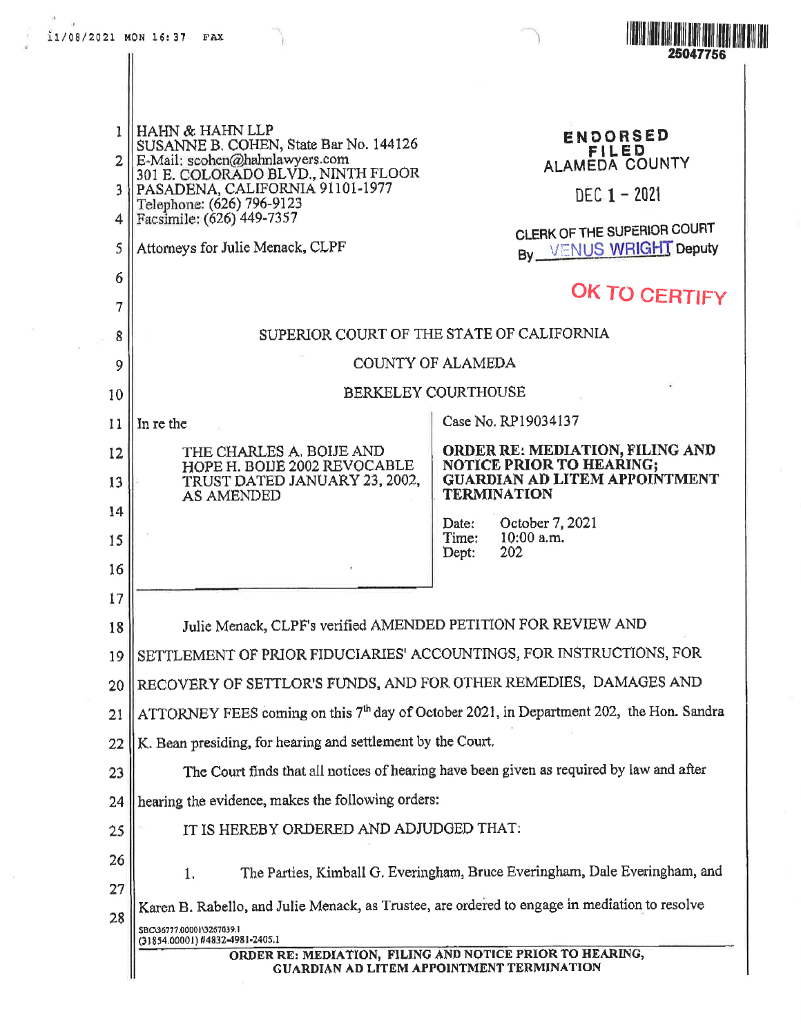HAHN & HAHN LLP
SUSANNE B. COHEN, State Bar No. 144126
E-Mail: scohen@hahnlawyers.com
301 E. COLORADO BLVD., NINTH FLOOR
PASADENA, CALIFORNIA 91101-1977
Telephone: (626) 796-9123
Facsimile: (626) 449-7357

Attorneys for Julie Menack, CLPF

ENDORSED
FILED
ALAMEDA COUNTY

DEC 1 - 2021

CLERK OF THE SUPERIOR COURT
By VENUS WRIGHT Deputy

OK TO CERTIFY

SUPERIOR COURT OF THE STATE OF CALIFORNIA

COUNTY OF ALAMEDA

BERKELEY COURTHOUSE

In re the

THE CHARLES A. BOIJE AND HOPE H. BOIJE 2002 REVOCABLE TRUST DATED JANUARY 23, 2002, AS AMENDED

Case No. RP19034137

**ORDER RE: MEDIATION, FILING AND NOTICE PRIOR TO HEARING; GUARDIAN AD LITEM APPOINTMENT TERMINATION**

Date: October 7, 2021
Time: 10:00 a.m.
Dept: 202

Julie Menack, CLPF's verified AMENDED PETITION FOR REVIEW AND SETTLEMENT OF PRIOR FIDUCIARIES' ACCOUNTINGS, FOR INSTRUCTIONS, FOR RECOVERY OF SETTLOR'S FUNDS, AND FOR OTHER REMEDIES, DAMAGES AND ATTORNEY FEES coming on this 7th day of October 2021, in Department 202, the Hon. Sandra K. Bean presiding, for hearing and settlement by the Court.

The Court finds that all notices of hearing have been given as required by law and after hearing the evidence, makes the following orders:

IT IS HEREBY ORDERED AND ADJUDGED THAT:

1. The Parties, Kimball G. Everingham, Bruce Everingham, Dale Everingham, and Karen B. Rabello, and Julie Menack, as Trustee, are ordered to engage in mediation to resolve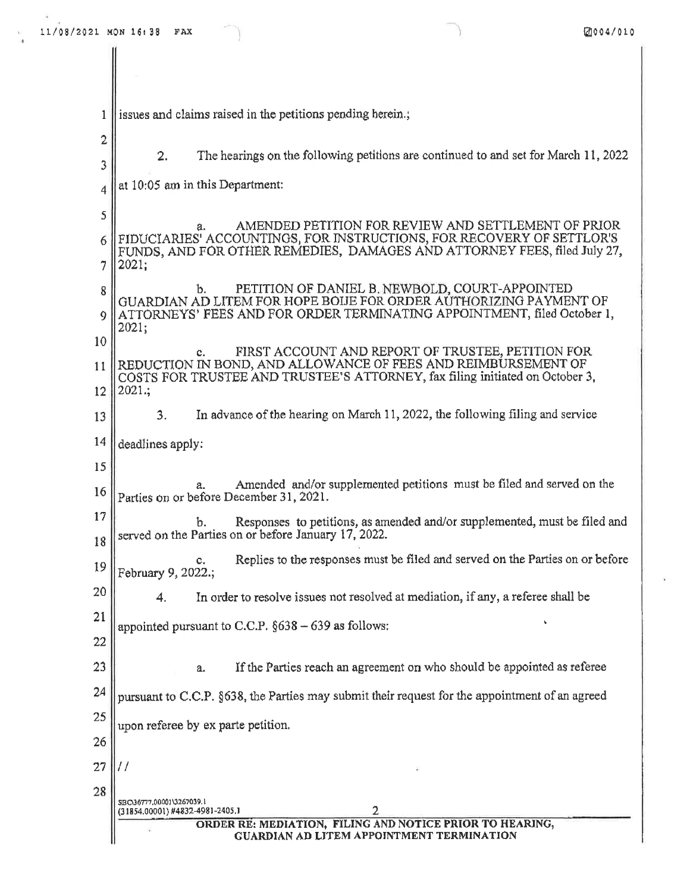issues and claims raised in the petitions pending herein.;

2. The hearings on the following petitions are continued to and set for March 11, 2022 at 10:05 am in this Department:

a. AMENDED PETITION FOR REVIEW AND SETTLEMENT OF PRIOR FIDUCIARIES' ACCOUNTINGS, FOR INSTRUCTIONS, FOR RECOVERY OF SETTLOR'S FUNDS, AND FOR OTHER REMEDIES, DAMAGES AND ATTORNEY FEES, filed July 27, 2021;

b. PETITION OF DANIEL B. NEWBOLD, COURT-APPOINTED GUARDIAN AD LITEM FOR HOPE BOIJE FOR ORDER AUTHORIZING PAYMENT OF ATTORNEYS' FEES AND FOR ORDER TERMINATING APPOINTMENT, filed October 1, 2021;

c. FIRST ACCOUNT AND REPORT OF TRUSTEE, PETITION FOR REDUCTION IN BOND, AND ALLOWANCE OF FEES AND REIMBURSEMENT OF COSTS FOR TRUSTEE AND TRUSTEE'S ATTORNEY, fax filing initiated on October 3, 2021.;

3. In advance of the hearing on March 11, 2022, the following filing and service deadlines apply:

a. Amended and/or supplemented petitions must be filed and served on the Parties on or before December 31, 2021.

b. Responses to petitions, as amended and/or supplemented, must be filed and served on the Parties on or before January 17, 2022.

c. Replies to the responses must be filed and served on the Parties on or before February 9, 2022.;

4. In order to resolve issues not resolved at mediation, if any, a referee shall be appointed pursuant to C.C.P. §638 – 639 as follows:

a. If the Parties reach an agreement on who should be appointed as referee pursuant to C.C.P. §638, the Parties may submit their request for the appointment of an agreed upon referee by ex parte petition.

//

SBC\36777.00001\3267039.1
(31854.00001) #4832-4981-2405.1

ORDER RE: MEDIATION, FILING AND NOTICE PRIOR TO HEARING, GUARDIAN AD LITEM APPOINTMENT TERMINATION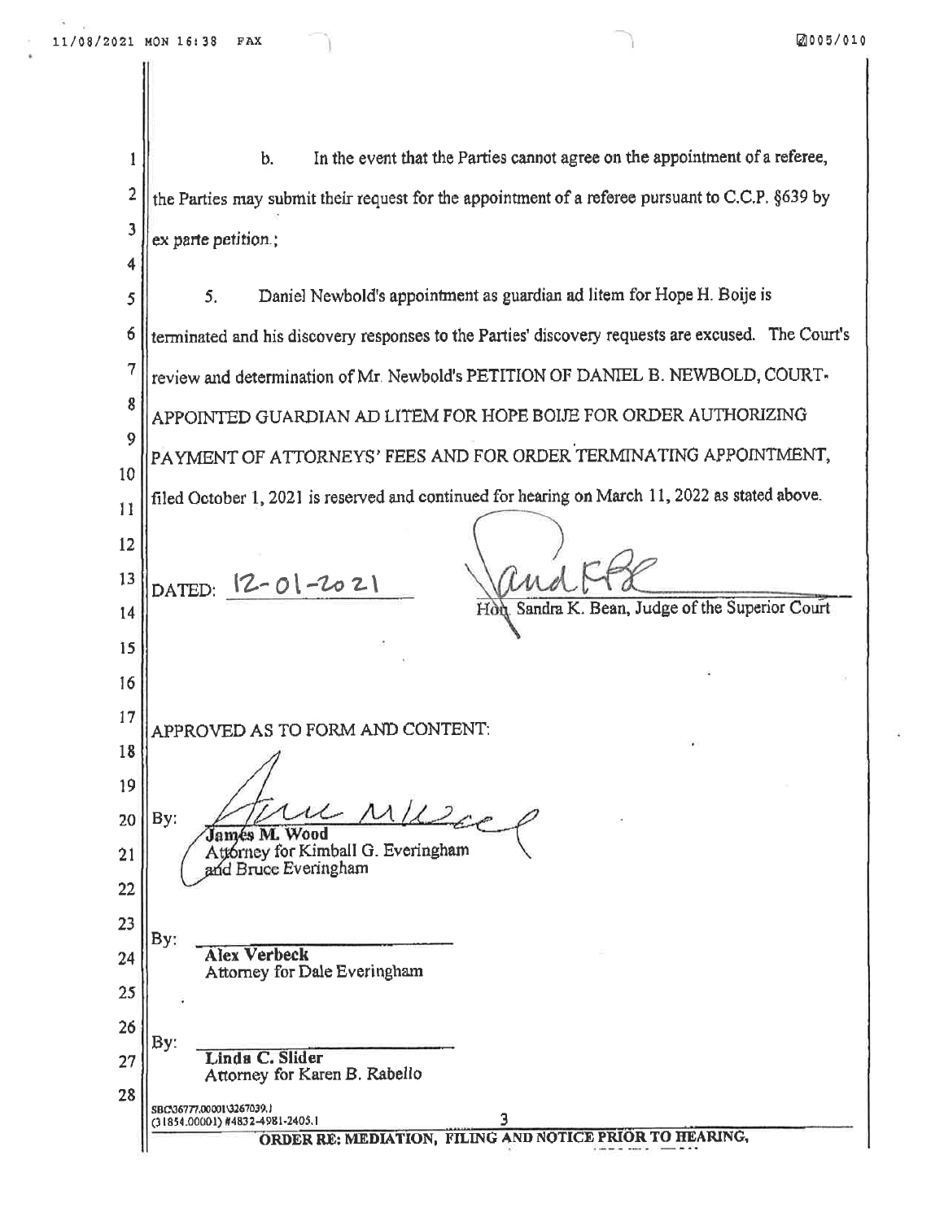b. In the event that the Parties cannot agree on the appointment of a referee, the Parties may submit their request for the appointment of a referee pursuant to C.C.P. §639 by *ex parte petition*.;

5. Daniel Newbold's appointment as guardian ad litem for Hope H. Boije is terminated and his discovery responses to the Parties' discovery requests are excused. The Court's review and determination of Mr. Newbold's PETITION OF DANIEL B. NEWBOLD, COURT-APPOINTED GUARDIAN AD LITEM FOR HOPE BOIJE FOR ORDER AUTHORIZING PAYMENT OF ATTORNEYS' FEES AND FOR ORDER TERMINATING APPOINTMENT, filed October 1, 2021 is reserved and continued for hearing on March 11, 2022 as stated above.

DATED: 12-01-2021

Hon. Sandra K. Bean, Judge of the Superior Court

APPROVED AS TO FORM AND CONTENT:

By: ______________________
**James M. Wood**
Attorney for Kimball G. Everingham and Bruce Everingham

By: ______________________
**Alex Verbeck**
Attorney for Dale Everingham

By: ______________________
**Linda C. Slider**
Attorney for Karen B. Rabello

SBC\36777.00001\3267039.1
(31854.00001) #4832-4981-2405.1

**ORDER RE: MEDIATION, FILING AND NOTICE PRIOR TO HEARING,**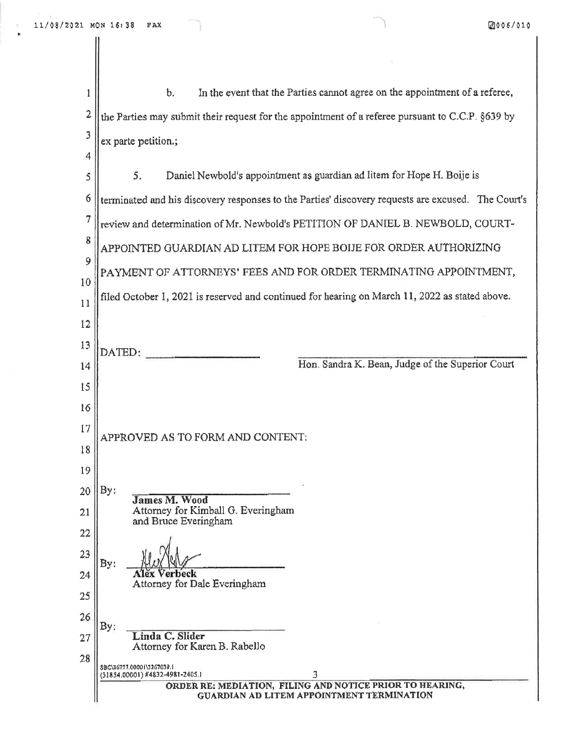b. In the event that the Parties cannot agree on the appointment of a referee, the Parties may submit their request for the appointment of a referee pursuant to C.C.P. §639 by ex parte petition.;

5. Daniel Newbold's appointment as guardian ad litem for Hope H. Boije is terminated and his discovery responses to the Parties' discovery requests are excused. The Court's review and determination of Mr. Newbold's PETITION OF DANIEL B. NEWBOLD, COURT-APPOINTED GUARDIAN AD LITEM FOR HOPE BOIJE FOR ORDER AUTHORIZING PAYMENT OF ATTORNEYS' FEES AND FOR ORDER TERMINATING APPOINTMENT, filed October 1, 2021 is reserved and continued for hearing on March 11, 2022 as stated above.

DATED: ____________________

____________________
Hon. Sandra K. Bean, Judge of the Superior Court

APPROVED AS TO FORM AND CONTENT:

By: ____________________
**James M. Wood**
Attorney for Kimball G. Everingham and Bruce Everingham

By: ____________________
**Alex Verbeck**
Attorney for Dale Everingham

By: ____________________
**Linda C. Slider**
Attorney for Karen B. Rabello

SBC\36777.0000 1\3267039.1
(31854.00001) #4832-4981-2405.1

**ORDER RE: MEDIATION, FILING AND NOTICE PRIOR TO HEARING, GUARDIAN AD LITEM APPOINTMENT TERMINATION**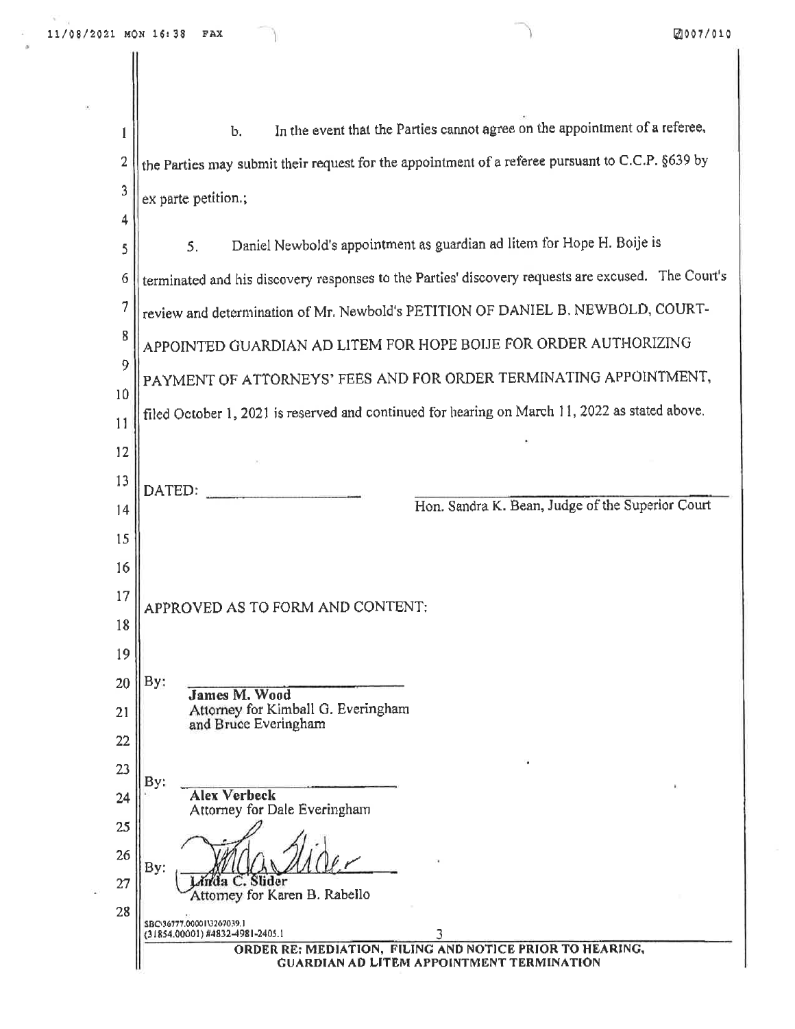b. In the event that the Parties cannot agree on the appointment of a referee, the Parties may submit their request for the appointment of a referee pursuant to C.C.P. §639 by ex parte petition.;

5. Daniel Newbold's appointment as guardian ad litem for Hope H. Boije is terminated and his discovery responses to the Parties' discovery requests are excused. The Court's review and determination of Mr. Newbold's PETITION OF DANIEL B. NEWBOLD, COURT-APPOINTED GUARDIAN AD LITEM FOR HOPE BOIJE FOR ORDER AUTHORIZING PAYMENT OF ATTORNEYS' FEES AND FOR ORDER TERMINATING APPOINTMENT, filed October 1, 2021 is reserved and continued for hearing on March 11, 2022 as stated above.

DATED: ____________________

____________________
Hon. Sandra K. Bean, Judge of the Superior Court

APPROVED AS TO FORM AND CONTENT:

By: ____________________
**James M. Wood**
Attorney for Kimball G. Everingham and Bruce Everingham

By: ____________________
**Alex Verbeck**
Attorney for Dale Everingham

By: ____________________
Linda C. Slider
Attorney for Karen B. Rabello

SBC\36777.00001\3267039.1
(31854.00001) #4832-4981-2405.1

**ORDER RE: MEDIATION, FILING AND NOTICE PRIOR TO HEARING, GUARDIAN AD LITEM APPOINTMENT TERMINATION**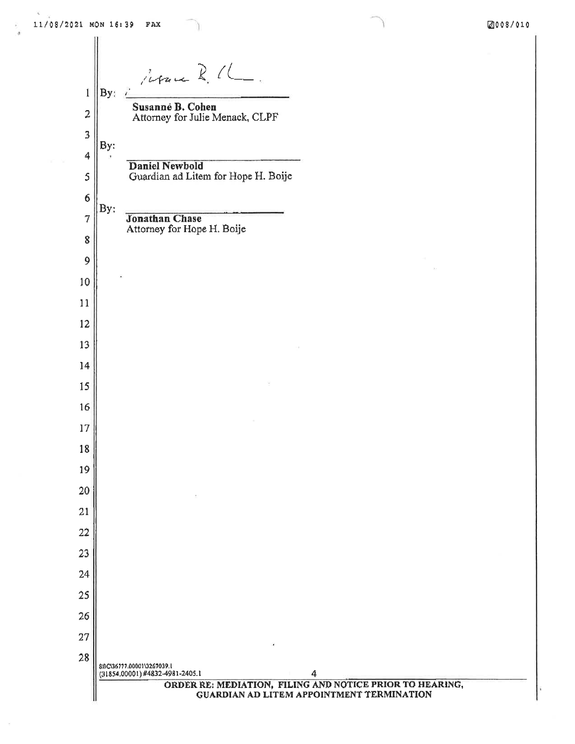By: ______________________

**Susanné B. Cohen**
Attorney for Julie Menack, CLPF

By: ______________________

**Daniel Newbold**
Guardian ad Litem for Hope H. Boije

By: ______________________

**Jonathan Chase**
Attorney for Hope H. Boije

SBC\36777.00001\3267039.1
(31854.00001) #4832-4981-2405.1

**ORDER RE: MEDIATION, FILING AND NOTICE PRIOR TO HEARING, GUARDIAN AD LITEM APPOINTMENT TERMINATION**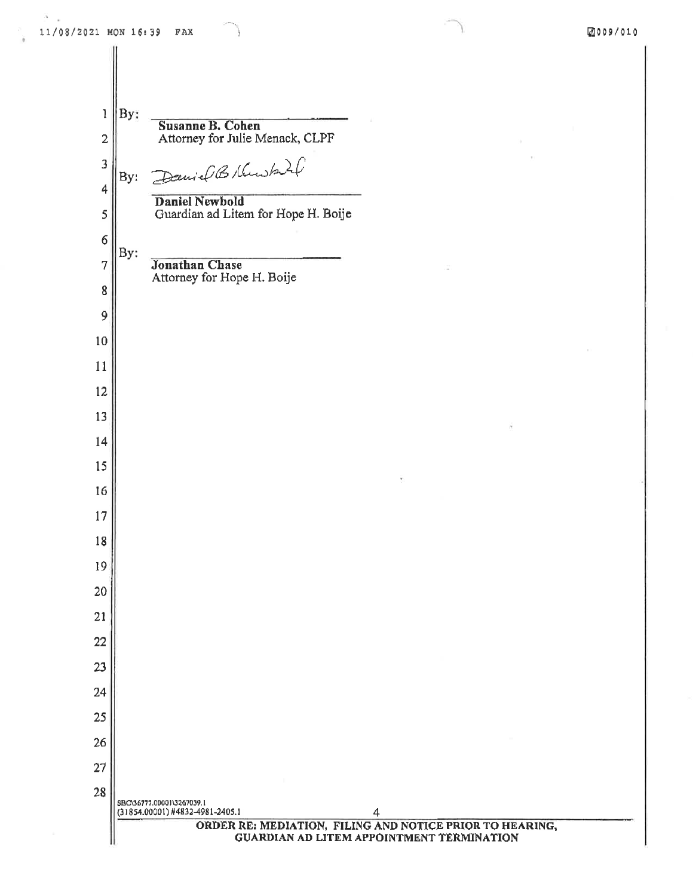By: ______________________
**Susanne B. Cohen**
Attorney for Julie Menack, CLPF

By: Daniel B. Newbold
**Daniel Newbold**
Guardian ad Litem for Hope H. Boije

By: ______________________
**Jonathan Chase**
Attorney for Hope H. Boije

SBC\36777.0001\3267039.1
(31854.00001) #4832-4981-2405.1

**ORDER RE: MEDIATION, FILING AND NOTICE PRIOR TO HEARING, GUARDIAN AD LITEM APPOINTMENT TERMINATION**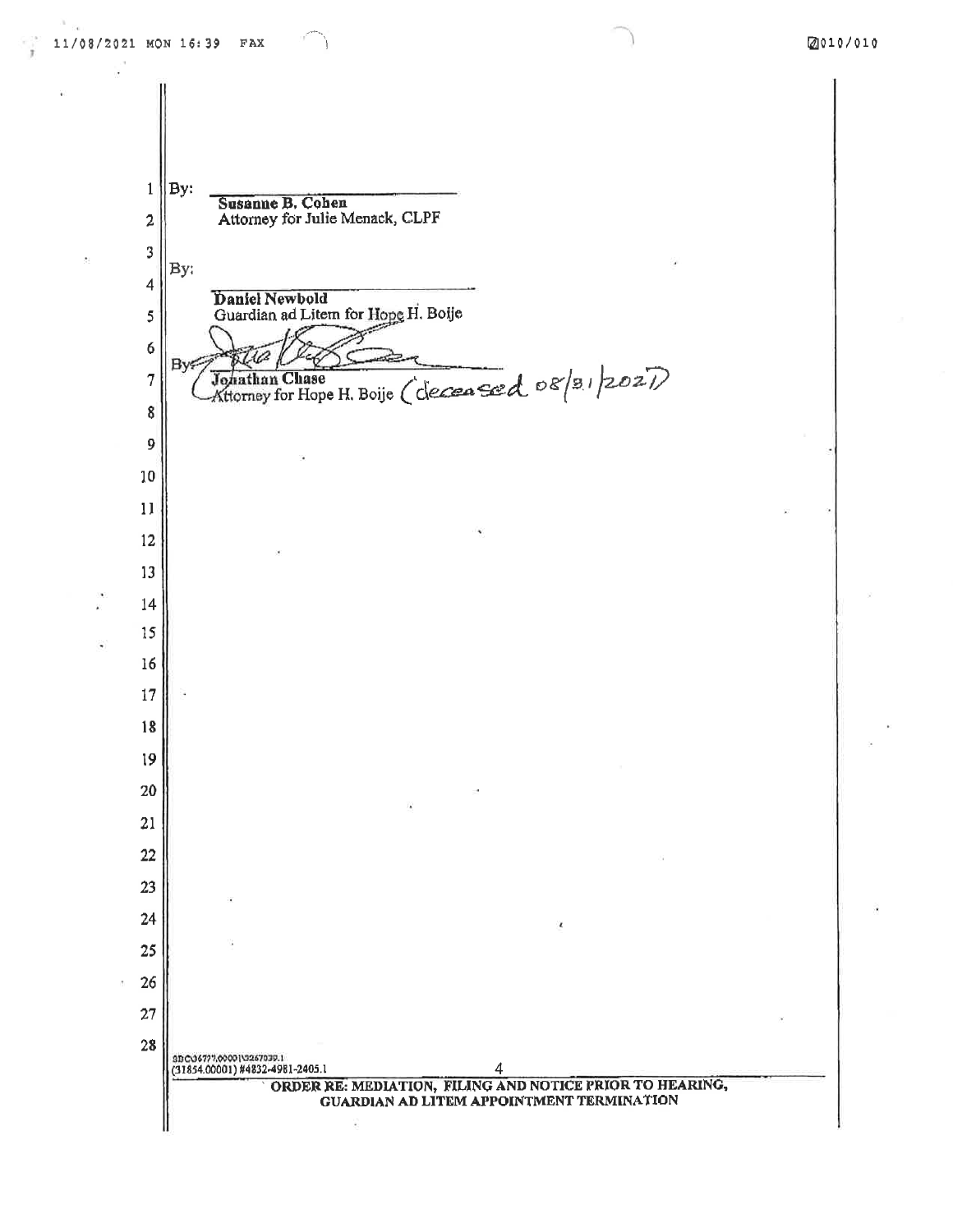By: ______________________
**Susanne B. Cohen**
Attorney for Julie Menack, CLPF

By: ______________________
**Daniel Newbold**
Guardian ad Litem for Hope H. Boije

By: ______________________
**Jonathan Chase**
Attorney for Hope H. Boije (deceased 08/31/2021)

SDC\36777.0000\3267030.1
(31854.00001) #4832-4981-2405.1

**ORDER RE: MEDIATION, FILING AND NOTICE PRIOR TO HEARING, GUARDIAN AD LITEM APPOINTMENT TERMINATION**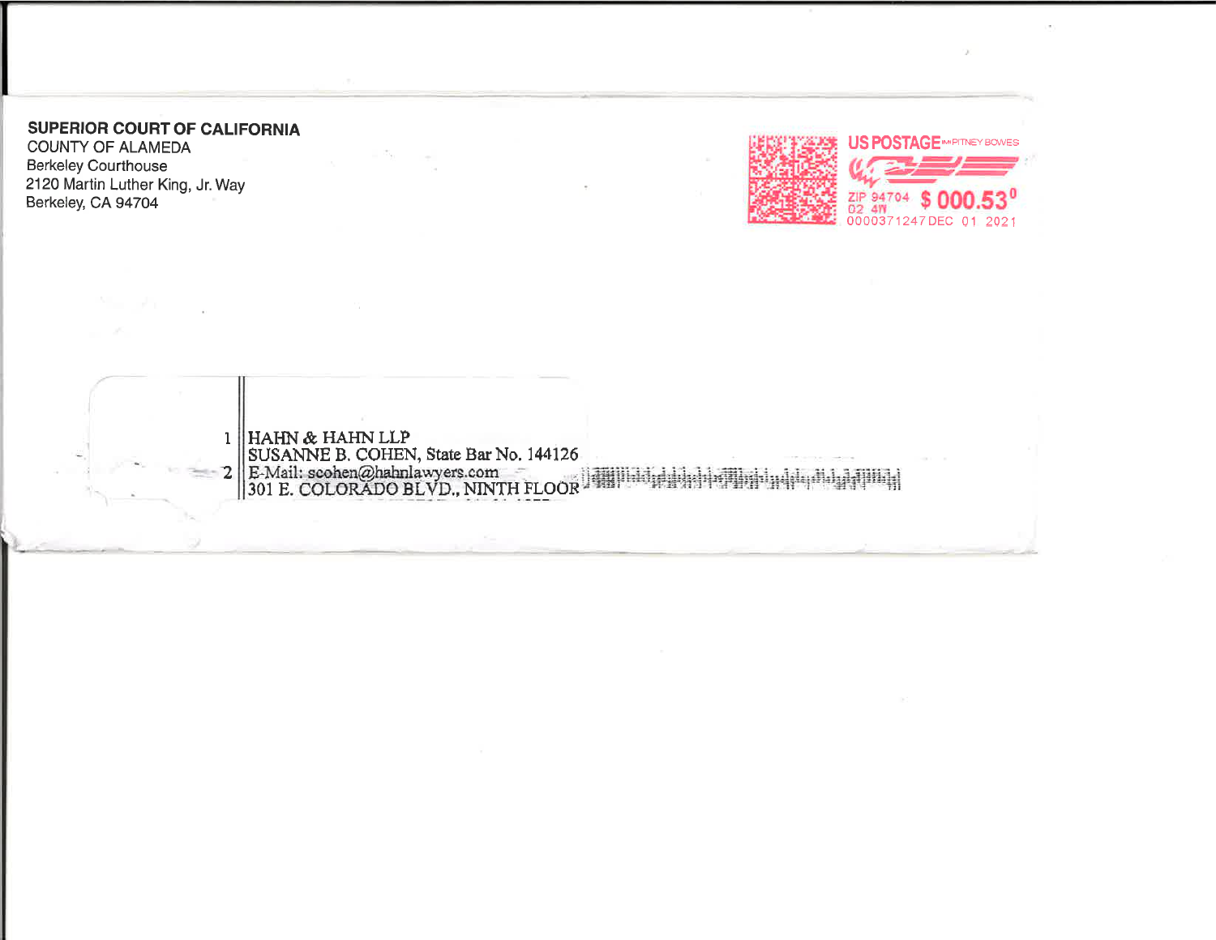**SUPERIOR COURT OF CALIFORNIA**
COUNTY OF ALAMEDA
Berkeley Courthouse
2120 Martin Luther King, Jr. Way
Berkeley, CA 94704

US POSTAGE PITNEY BOWES
ZIP 94704 $ 000.53[0]
02 4W
0000371247 DEC 01 2021

1 HAHN & HAHN LLP
SUSANNE B. COHEN, State Bar No. 144126
2 E-Mail: scohen@hahnlawyers.com
301 E. COLORADO BLVD., NINTH FLOOR